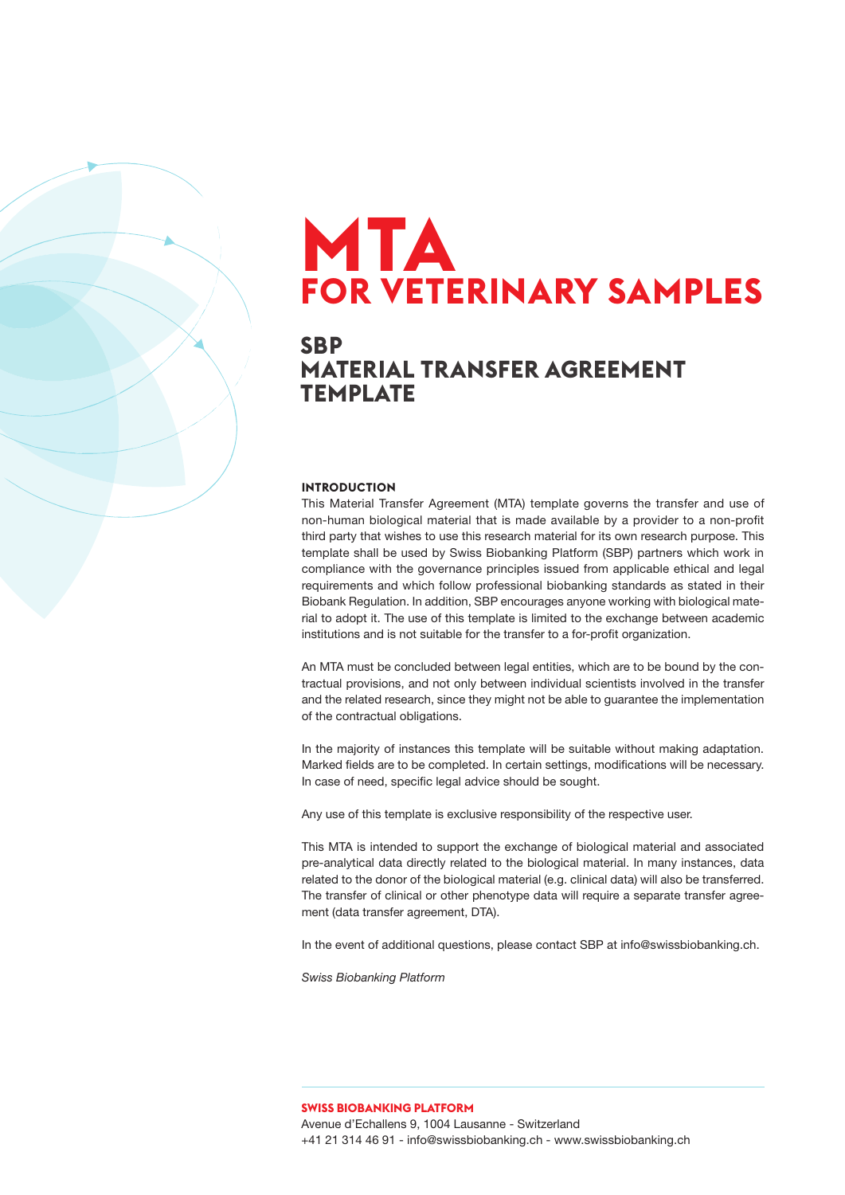# MTA
## FOR VETERINARY SAMPLES

## SBP
## MATERIAL TRANSFER AGREEMENT TEMPLATE

### INTRODUCTION

This Material Transfer Agreement (MTA) template governs the transfer and use of non-human biological material that is made available by a provider to a non-profit third party that wishes to use this research material for its own research purpose. This template shall be used by Swiss Biobanking Platform (SBP) partners which work in compliance with the governance principles issued from applicable ethical and legal requirements and which follow professional biobanking standards as stated in their Biobank Regulation. In addition, SBP encourages anyone working with biological material to adopt it. The use of this template is limited to the exchange between academic institutions and is not suitable for the transfer to a for-profit organization.

An MTA must be concluded between legal entities, which are to be bound by the contractual provisions, and not only between individual scientists involved in the transfer and the related research, since they might not be able to guarantee the implementation of the contractual obligations.

In the majority of instances this template will be suitable without making adaptation. Marked fields are to be completed. In certain settings, modifications will be necessary. In case of need, specific legal advice should be sought.

Any use of this template is exclusive responsibility of the respective user.

This MTA is intended to support the exchange of biological material and associated pre-analytical data directly related to the biological material. In many instances, data related to the donor of the biological material (e.g. clinical data) will also be transferred. The transfer of clinical or other phenotype data will require a separate transfer agreement (data transfer agreement, DTA).

In the event of additional questions, please contact SBP at info@swissbiobanking.ch.

*Swiss Biobanking Platform*

**SWISS BIOBANKING PLATFORM**
Avenue d'Echallens 9, 1004 Lausanne - Switzerland
+41 21 314 46 91 - info@swissbiobanking.ch - www.swissbiobanking.ch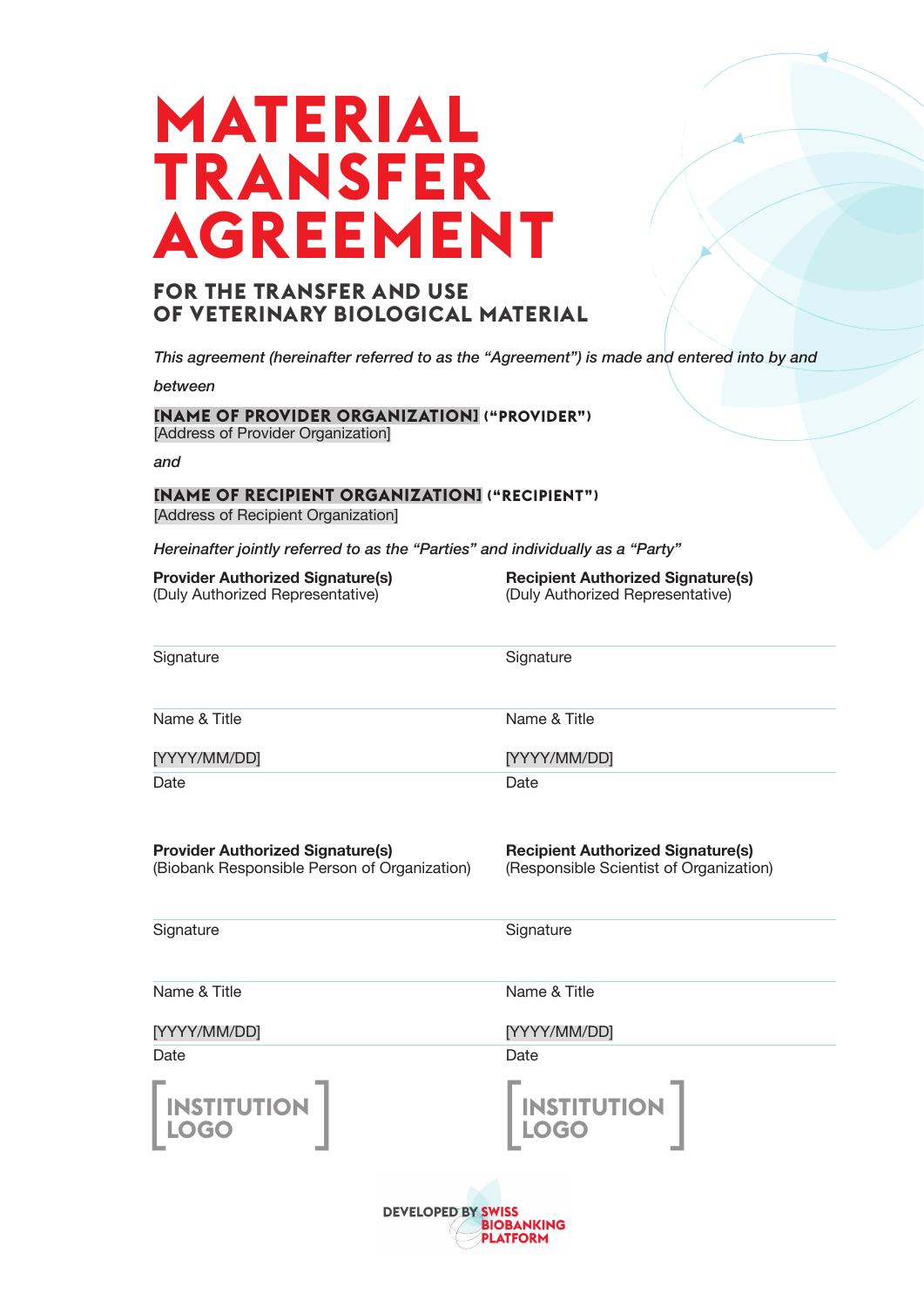# MATERIAL TRANSFER AGREEMENT

## FOR THE TRANSFER AND USE OF VETERINARY BIOLOGICAL MATERIAL

*This agreement (hereinafter referred to as the "Agreement") is made and entered into by and between*

**[NAME OF PROVIDER ORGANIZATION] ("PROVIDER")**
[Address of Provider Organization]

*and*

**[NAME OF RECIPIENT ORGANIZATION] ("RECIPIENT")**
[Address of Recipient Organization]

*Hereinafter jointly referred to as the "Parties" and individually as a "Party"*

| **Provider Authorized Signature(s)** (Duly Authorized Representative) | **Recipient Authorized Signature(s)** (Duly Authorized Representative) |
| --- | --- |
| Signature | Signature |
| Name & Title | Name & Title |
| [YYYY/MM/DD] | [YYYY/MM/DD] |
| Date | Date |

| **Provider Authorized Signature(s)** (Biobank Responsible Person of Organization) | **Recipient Authorized Signature(s)** (Responsible Scientist of Organization) |
| --- | --- |
| Signature | Signature |
| Name & Title | Name & Title |
| [YYYY/MM/DD] | [YYYY/MM/DD] |
| Date | Date |

[INSTITUTION LOGO] [INSTITUTION LOGO]

DEVELOPED BY SWISS BIOBANKING PLATFORM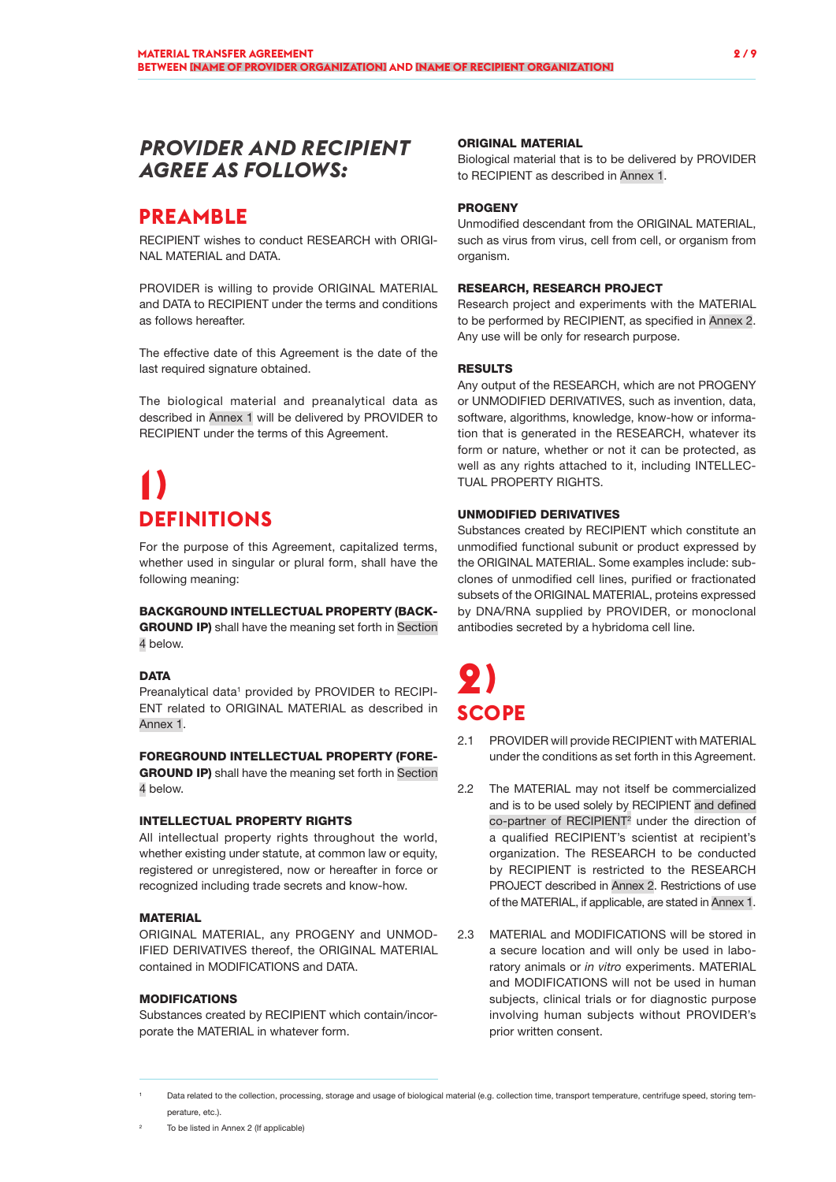## PROVIDER AND RECIPIENT AGREE AS FOLLOWS:

## PREAMBLE

RECIPIENT wishes to conduct RESEARCH with ORIGINAL MATERIAL and DATA.

PROVIDER is willing to provide ORIGINAL MATERIAL and DATA to RECIPIENT under the terms and conditions as follows hereafter.

The effective date of this Agreement is the date of the last required signature obtained.

The biological material and preanalytical data as described in Annex 1 will be delivered by PROVIDER to RECIPIENT under the terms of this Agreement.

## 1) DEFINITIONS

For the purpose of this Agreement, capitalized terms, whether used in singular or plural form, shall have the following meaning:

**BACKGROUND INTELLECTUAL PROPERTY (BACKGROUND IP)** shall have the meaning set forth in Section 4 below.

**DATA**
Preanalytical data[1] provided by PROVIDER to RECIPIENT related to ORIGINAL MATERIAL as described in Annex 1.

**FOREGROUND INTELLECTUAL PROPERTY (FOREGROUND IP)** shall have the meaning set forth in Section 4 below.

**INTELLECTUAL PROPERTY RIGHTS**
All intellectual property rights throughout the world, whether existing under statute, at common law or equity, registered or unregistered, now or hereafter in force or recognized including trade secrets and know-how.

**MATERIAL**
ORIGINAL MATERIAL, any PROGENY and UNMODIFIED DERIVATIVES thereof, the ORIGINAL MATERIAL contained in MODIFICATIONS and DATA.

**MODIFICATIONS**
Substances created by RECIPIENT which contain/incorporate the MATERIAL in whatever form.

**ORIGINAL MATERIAL**
Biological material that is to be delivered by PROVIDER to RECIPIENT as described in Annex 1.

**PROGENY**
Unmodified descendant from the ORIGINAL MATERIAL, such as virus from virus, cell from cell, or organism from organism.

**RESEARCH, RESEARCH PROJECT**
Research project and experiments with the MATERIAL to be performed by RECIPIENT, as specified in Annex 2. Any use will be only for research purpose.

**RESULTS**
Any output of the RESEARCH, which are not PROGENY or UNMODIFIED DERIVATIVES, such as invention, data, software, algorithms, knowledge, know-how or information that is generated in the RESEARCH, whatever its form or nature, whether or not it can be protected, as well as any rights attached to it, including INTELLECTUAL PROPERTY RIGHTS.

**UNMODIFIED DERIVATIVES**
Substances created by RECIPIENT which constitute an unmodified functional subunit or product expressed by the ORIGINAL MATERIAL. Some examples include: subclones of unmodified cell lines, purified or fractionated subsets of the ORIGINAL MATERIAL, proteins expressed by DNA/RNA supplied by PROVIDER, or monoclonal antibodies secreted by a hybridoma cell line.

## 2) SCOPE

2.1 PROVIDER will provide RECIPIENT with MATERIAL under the conditions as set forth in this Agreement.

2.2 The MATERIAL may not itself be commercialized and is to be used solely by RECIPIENT and defined co-partner of RECIPIENT[2] under the direction of a qualified RECIPIENT's scientist at recipient's organization. The RESEARCH to be conducted by RECIPIENT is restricted to the RESEARCH PROJECT described in Annex 2. Restrictions of use of the MATERIAL, if applicable, are stated in Annex 1.

2.3 MATERIAL and MODIFICATIONS will be stored in a secure location and will only be used in laboratory animals or *in vitro* experiments. MATERIAL and MODIFICATIONS will not be used in human subjects, clinical trials or for diagnostic purpose involving human subjects without PROVIDER's prior written consent.

---

[1] Data related to the collection, processing, storage and usage of biological material (e.g. collection time, transport temperature, centrifuge speed, storing temperature, etc.).

[2] To be listed in Annex 2 (If applicable)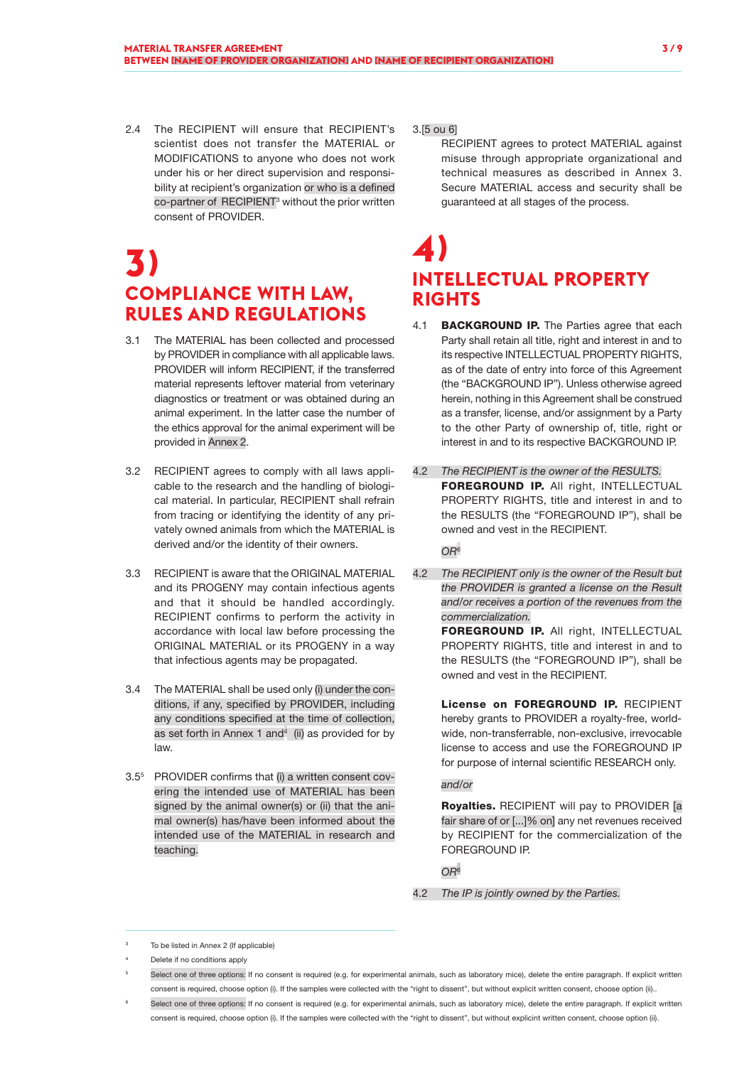2.4 The RECIPIENT will ensure that RECIPIENT's scientist does not transfer the MATERIAL or MODIFICATIONS to anyone who does not work under his or her direct supervision and responsibility at recipient's organization or who is a defined co-partner of RECIPIENT[3] without the prior written consent of PROVIDER.

# 3) COMPLIANCE WITH LAW, RULES AND REGULATIONS

3.1 The MATERIAL has been collected and processed by PROVIDER in compliance with all applicable laws. PROVIDER will inform RECIPIENT, if the transferred material represents leftover material from veterinary diagnostics or treatment or was obtained during an animal experiment. In the latter case the number of the ethics approval for the animal experiment will be provided in Annex 2.

3.2 RECIPIENT agrees to comply with all laws applicable to the research and the handling of biological material. In particular, RECIPIENT shall refrain from tracing or identifying the identity of any privately owned animals from which the MATERIAL is derived and/or the identity of their owners.

3.3 RECIPIENT is aware that the ORIGINAL MATERIAL and its PROGENY may contain infectious agents and that it should be handled accordingly. RECIPIENT confirms to perform the activity in accordance with local law before processing the ORIGINAL MATERIAL or its PROGENY in a way that infectious agents may be propagated.

3.4 The MATERIAL shall be used only (i) under the conditions, if any, specified by PROVIDER, including any conditions specified at the time of collection, as set forth in Annex 1 and[4] (ii) as provided for by law.

3.5[5] PROVIDER confirms that (i) a written consent covering the intended use of MATERIAL has been signed by the animal owner(s) or (ii) that the animal owner(s) has/have been informed about the intended use of the MATERIAL in research and teaching.

3.[5 ou 6]
RECIPIENT agrees to protect MATERIAL against misuse through appropriate organizational and technical measures as described in Annex 3. Secure MATERIAL access and security shall be guaranteed at all stages of the process.

# 4) INTELLECTUAL PROPERTY RIGHTS

4.1 **BACKGROUND IP.** The Parties agree that each Party shall retain all title, right and interest in and to its respective INTELLECTUAL PROPERTY RIGHTS, as of the date of entry into force of this Agreement (the "BACKGROUND IP"). Unless otherwise agreed herein, nothing in this Agreement shall be construed as a transfer, license, and/or assignment by a Party to the other Party of ownership of, title, right or interest in and to its respective BACKGROUND IP.

4.2 *The RECIPIENT is the owner of the RESULTS.*
**FOREGROUND IP.** All right, INTELLECTUAL PROPERTY RIGHTS, title and interest in and to the RESULTS (the "FOREGROUND IP"), shall be owned and vest in the RECIPIENT.

*OR*[6]

4.2 *The RECIPIENT only is the owner of the Result but the PROVIDER is granted a license on the Result and/or receives a portion of the revenues from the commercialization.*
**FOREGROUND IP.** All right, INTELLECTUAL PROPERTY RIGHTS, title and interest in and to the RESULTS (the "FOREGROUND IP"), shall be owned and vest in the RECIPIENT.

**License on FOREGROUND IP.** RECIPIENT hereby grants to PROVIDER a royalty-free, worldwide, non-transferrable, non-exclusive, irrevocable license to access and use the FOREGROUND IP for purpose of internal scientific RESEARCH only.

*and/or*

**Royalties.** RECIPIENT will pay to PROVIDER [a fair share of or [...]% on] any net revenues received by RECIPIENT for the commercialization of the FOREGROUND IP.

*OR*[6]

4.2 *The IP is jointly owned by the Parties.*

---

[3] To be listed in Annex 2 (If applicable)

[4] Delete if no conditions apply

[5] Select one of three options: If no consent is required (e.g. for experimental animals, such as laboratory mice), delete the entire paragraph. If explicit written consent is required, choose option (i). If the samples were collected with the "right to dissent", but without explicit written consent, choose option (ii)..

[6] Select one of three options: If no consent is required (e.g. for experimental animals, such as laboratory mice), delete the entire paragraph. If explicit written consent is required, choose option (i). If the samples were collected with the "right to dissent", but without explicit written consent, choose option (ii).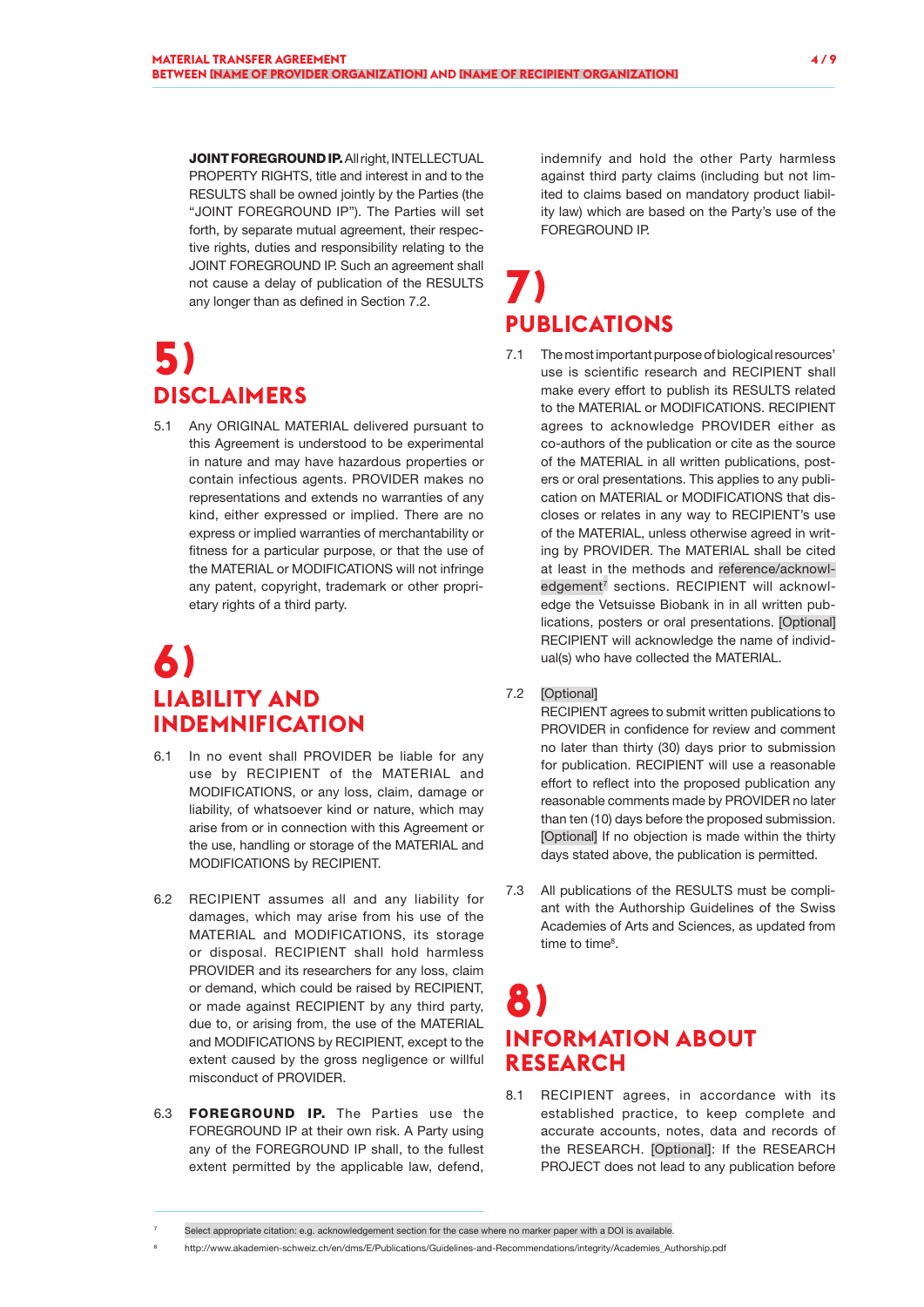**JOINT FOREGROUND IP.** All right, INTELLECTUAL PROPERTY RIGHTS, title and interest in and to the RESULTS shall be owned jointly by the Parties (the "JOINT FOREGROUND IP"). The Parties will set forth, by separate mutual agreement, their respective rights, duties and responsibility relating to the JOINT FOREGROUND IP. Such an agreement shall not cause a delay of publication of the RESULTS any longer than as defined in Section 7.2.

# 5) DISCLAIMERS

5.1 Any ORIGINAL MATERIAL delivered pursuant to this Agreement is understood to be experimental in nature and may have hazardous properties or contain infectious agents. PROVIDER makes no representations and extends no warranties of any kind, either expressed or implied. There are no express or implied warranties of merchantability or fitness for a particular purpose, or that the use of the MATERIAL or MODIFICATIONS will not infringe any patent, copyright, trademark or other proprietary rights of a third party.

# 6) LIABILITY AND INDEMNIFICATION

6.1 In no event shall PROVIDER be liable for any use by RECIPIENT of the MATERIAL and MODIFICATIONS, or any loss, claim, damage or liability, of whatsoever kind or nature, which may arise from or in connection with this Agreement or the use, handling or storage of the MATERIAL and MODIFICATIONS by RECIPIENT.

6.2 RECIPIENT assumes all and any liability for damages, which may arise from his use of the MATERIAL and MODIFICATIONS, its storage or disposal. RECIPIENT shall hold harmless PROVIDER and its researchers for any loss, claim or demand, which could be raised by RECIPIENT, or made against RECIPIENT by any third party, due to, or arising from, the use of the MATERIAL and MODIFICATIONS by RECIPIENT, except to the extent caused by the gross negligence or willful misconduct of PROVIDER.

6.3 **FOREGROUND IP.** The Parties use the FOREGROUND IP at their own risk. A Party using any of the FOREGROUND IP shall, to the fullest extent permitted by the applicable law, defend, indemnify and hold the other Party harmless against third party claims (including but not limited to claims based on mandatory product liability law) which are based on the Party's use of the FOREGROUND IP.

# 7) PUBLICATIONS

7.1 The most important purpose of biological resources' use is scientific research and RECIPIENT shall make every effort to publish its RESULTS related to the MATERIAL or MODIFICATIONS. RECIPIENT agrees to acknowledge PROVIDER either as co-authors of the publication or cite as the source of the MATERIAL in all written publications, posters or oral presentations. This applies to any publication on MATERIAL or MODIFICATIONS that discloses or relates in any way to RECIPIENT's use of the MATERIAL, unless otherwise agreed in writing by PROVIDER. The MATERIAL shall be cited at least in the methods and reference/acknowledgement[7] sections. RECIPIENT will acknowledge the Vetsuisse Biobank in in all written publications, posters or oral presentations. [Optional] RECIPIENT will acknowledge the name of individual(s) who have collected the MATERIAL.

7.2 [Optional]
RECIPIENT agrees to submit written publications to PROVIDER in confidence for review and comment no later than thirty (30) days prior to submission for publication. RECIPIENT will use a reasonable effort to reflect into the proposed publication any reasonable comments made by PROVIDER no later than ten (10) days before the proposed submission. [Optional] If no objection is made within the thirty days stated above, the publication is permitted.

7.3 All publications of the RESULTS must be compliant with the Authorship Guidelines of the Swiss Academies of Arts and Sciences, as updated from time to time[8].

# 8) INFORMATION ABOUT RESEARCH

8.1 RECIPIENT agrees, in accordance with its established practice, to keep complete and accurate accounts, notes, data and records of the RESEARCH. [Optional]: If the RESEARCH PROJECT does not lead to any publication before

---

[7] Select appropriate citation: e.g. acknowledgement section for the case where no marker paper with a DOI is available.

[8] http://www.akademien-schweiz.ch/en/dms/E/Publications/Guidelines-and-Recommendations/integrity/Academies_Authorship.pdf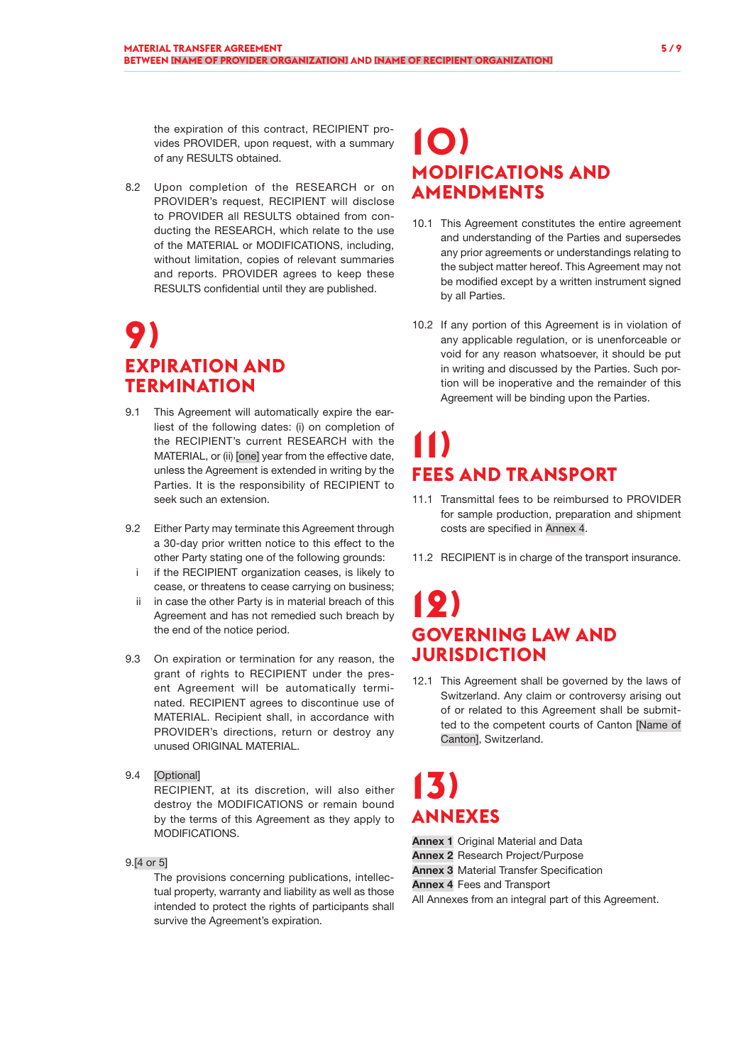the expiration of this contract, RECIPIENT provides PROVIDER, upon request, with a summary of any RESULTS obtained.

8.2 Upon completion of the RESEARCH or on PROVIDER's request, RECIPIENT will disclose to PROVIDER all RESULTS obtained from conducting the RESEARCH, which relate to the use of the MATERIAL or MODIFICATIONS, including, without limitation, copies of relevant summaries and reports. PROVIDER agrees to keep these RESULTS confidential until they are published.

# 9) EXPIRATION AND TERMINATION

9.1 This Agreement will automatically expire the earliest of the following dates: (i) on completion of the RECIPIENT's current RESEARCH with the MATERIAL, or (ii) [one] year from the effective date, unless the Agreement is extended in writing by the Parties. It is the responsibility of RECIPIENT to seek such an extension.

9.2 Either Party may terminate this Agreement through a 30-day prior written notice to this effect to the other Party stating one of the following grounds:

i if the RECIPIENT organization ceases, is likely to cease, or threatens to cease carrying on business;

ii in case the other Party is in material breach of this Agreement and has not remedied such breach by the end of the notice period.

9.3 On expiration or termination for any reason, the grant of rights to RECIPIENT under the present Agreement will be automatically terminated. RECIPIENT agrees to discontinue use of MATERIAL. Recipient shall, in accordance with PROVIDER's directions, return or destroy any unused ORIGINAL MATERIAL.

9.4 [Optional]
RECIPIENT, at its discretion, will also either destroy the MODIFICATIONS or remain bound by the terms of this Agreement as they apply to MODIFICATIONS.

9.[4 or 5]
The provisions concerning publications, intellectual property, warranty and liability as well as those intended to protect the rights of participants shall survive the Agreement's expiration.

# 10) MODIFICATIONS AND AMENDMENTS

10.1 This Agreement constitutes the entire agreement and understanding of the Parties and supersedes any prior agreements or understandings relating to the subject matter hereof. This Agreement may not be modified except by a written instrument signed by all Parties.

10.2 If any portion of this Agreement is in violation of any applicable regulation, or is unenforceable or void for any reason whatsoever, it should be put in writing and discussed by the Parties. Such portion will be inoperative and the remainder of this Agreement will be binding upon the Parties.

# 11) FEES AND TRANSPORT

11.1 Transmittal fees to be reimbursed to PROVIDER for sample production, preparation and shipment costs are specified in Annex 4.

11.2 RECIPIENT is in charge of the transport insurance.

# 12) GOVERNING LAW AND JURISDICTION

12.1 This Agreement shall be governed by the laws of Switzerland. Any claim or controversy arising out of or related to this Agreement shall be submitted to the competent courts of Canton [Name of Canton], Switzerland.

# 13) ANNEXES

**Annex 1** Original Material and Data
**Annex 2** Research Project/Purpose
**Annex 3** Material Transfer Specification
**Annex 4** Fees and Transport
All Annexes from an integral part of this Agreement.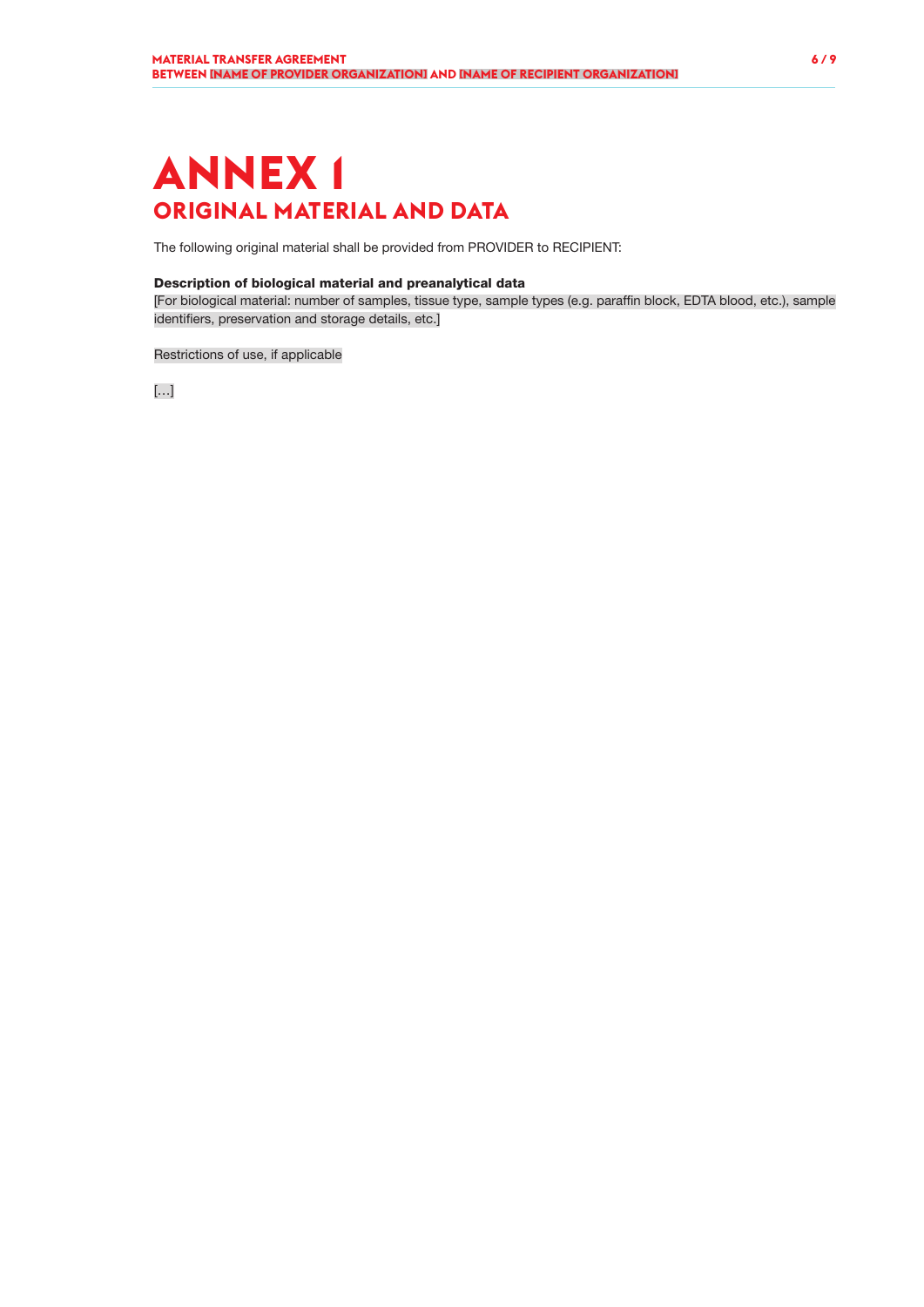# ANNEX 1
## ORIGINAL MATERIAL AND DATA

The following original material shall be provided from PROVIDER to RECIPIENT:

**Description of biological material and preanalytical data**
[For biological material: number of samples, tissue type, sample types (e.g. paraffin block, EDTA blood, etc.), sample identifiers, preservation and storage details, etc.]

Restrictions of use, if applicable

[…]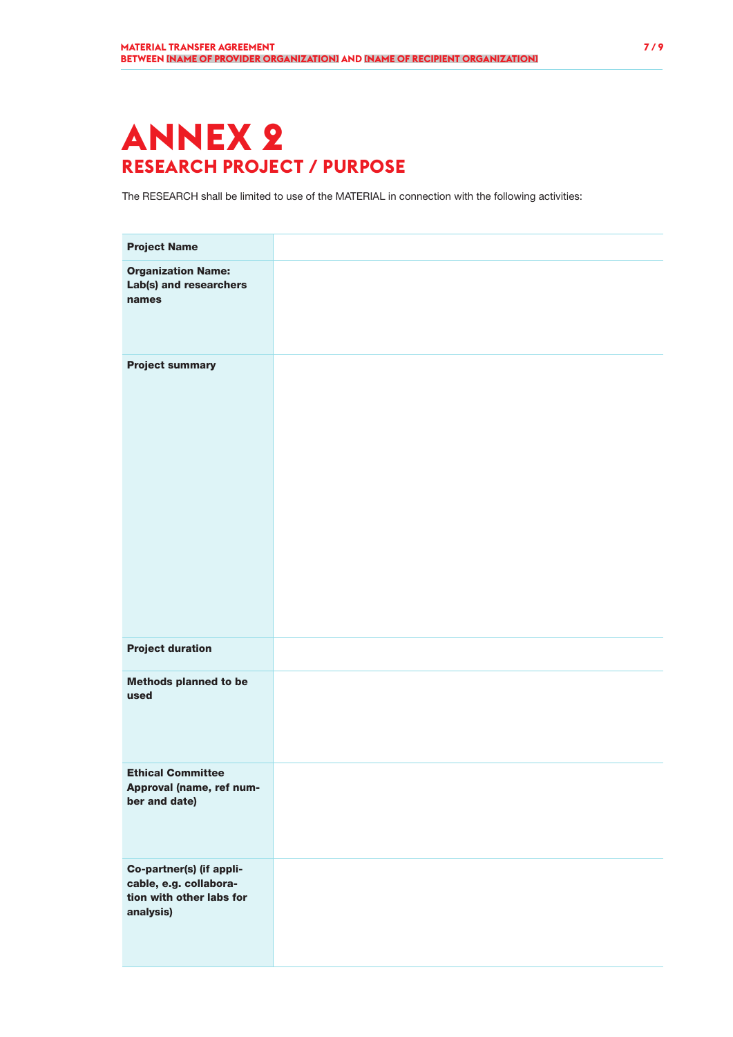# ANNEX 2

## RESEARCH PROJECT / PURPOSE

The RESEARCH shall be limited to use of the MATERIAL in connection with the following activities:

| | |
|---|---|
| **Project Name** | |
| **Organization Name: Lab(s) and researchers names** | |
| **Project summary** | |
| **Project duration** | |
| **Methods planned to be used** | |
| **Ethical Committee Approval (name, ref number and date)** | |
| **Co-partner(s) (if applicable, e.g. collaboration with other labs for analysis)** | |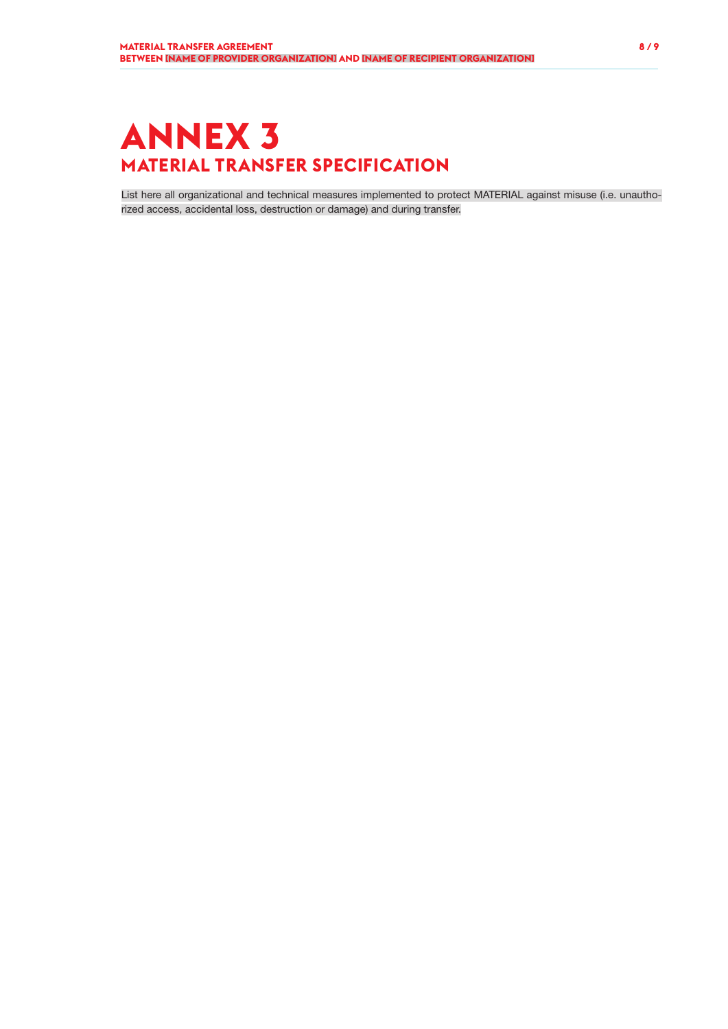# ANNEX 3

## MATERIAL TRANSFER SPECIFICATION

List here all organizational and technical measures implemented to protect MATERIAL against misuse (i.e. unauthorized access, accidental loss, destruction or damage) and during transfer.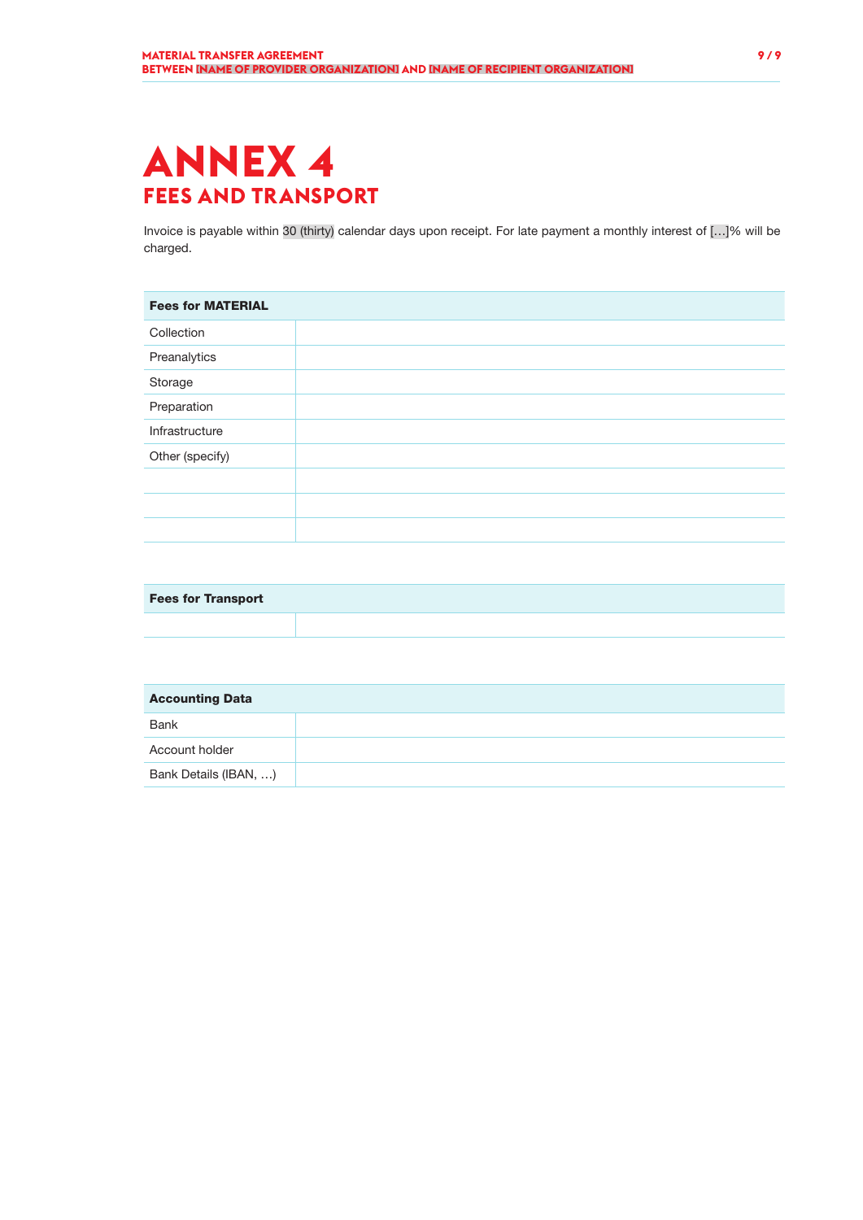# ANNEX 4

## FEES AND TRANSPORT

Invoice is payable within 30 (thirty) calendar days upon receipt. For late payment a monthly interest of […]% will be charged.

| **Fees for MATERIAL** | |
|---|---|
| Collection | |
| Preanalytics | |
| Storage | |
| Preparation | |
| Infrastructure | |
| Other (specify) | |
| | |
| | |
| | |

| **Fees for Transport** | |
|---|---|
| | |

| **Accounting Data** | |
|---|---|
| Bank | |
| Account holder | |
| Bank Details (IBAN, …) | |